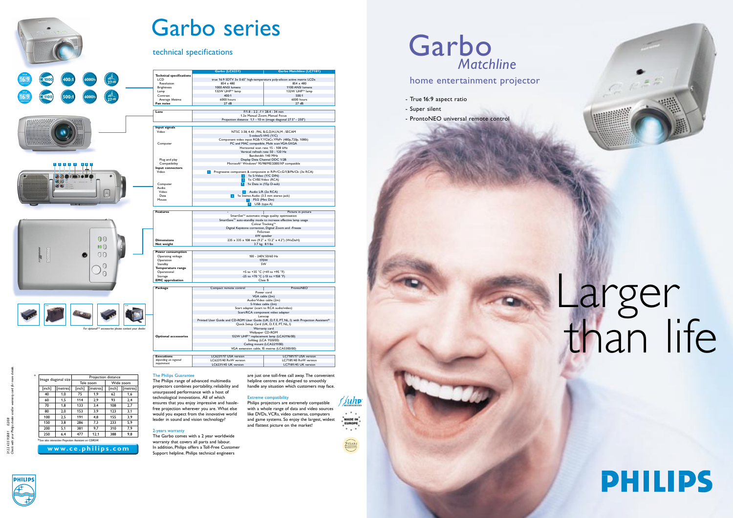# Garbo series

## technical specifications

| | Garbo (LC6231) | Garbo Matchline (LC7181) |
|---|---|---|
| **Technical specifications** | | |
| LCD | true 16:9 SDTV 3x 0.65" high-temperature poly-silicon active matrix LCDs | |
| Resolution | 854 x 480 | 854 x 480 |
| Brightness | 1000 ANSI lumens | 1100 ANSI lumens |
| Lamp | 132W UHP™ lamp | 132W UHP™ lamp |
| Contrast | 400:1 | 500:1 |
| Average lifetime | 6000 hours | 6000 hours |
| **Fan noise** | 27 dB | 27 dB |

| **Lens** | |
|---|---|
| | F/1.8 - 2.2 ; f = 28.4 - 34 mm |
| | 1.2x Manual Zoom; Manual Focus |
| | Projection distance 1,1 - 10 m (image diagonal 27.5" - 250") |

| **Input signals** | |
|---|---|
| Video | NTSC 3.58, 4.43 ; PAL B,G,D,H,I,N,M ; SECAM |
| | S-video/S-VHS (Y/C) |
| | Component video input RGB-Y,YCbCr,YPbPr (480p,720p, 1080i) |
| Computer | PC and MAC compatible, Multi scan VGA-SXGA |
| | Horizontal scan rate: 15 - 108 kHz |
| | Vertical refresh rate: 50 - 120 Hz |
| | Bandwidth: 140 MHz |
| Plug and play | Display Data Channel DDC 1/2B |
| Compatibility | Microsoft® Windows® 95/98/ME/2000/XP compatible |
| **Input connectors** | |
| Video | 1 Progressive component & component in R/Pr/Cr,G/Y,B/Pb/Cb (3x RCA) |
| | 2 1x S-Video (Y/C DIN) |
| | 3 1x CVBS Video (RCA) |
| Computer | 4 1x Data in (15p D-sub) |
| Audio | |
| Video | 5 Audio L/R (2x RCA) |
| Data | 6 1x Stereo Audio (3.5 mm stereo jack) |
| Mouse | 7 PS/2 (Mini Din) |
| | 8 USB (type A) |

| **Features** | - | Picture in picture |
|---|---|---|
| | SmartSet™ automatic image quality optimisation | |
| | SmartSave™ auto-standby mode to increase effective lamp usage | |
| | Colour Tracking™ | |
| | Digital Keystone correction, Digital Zoom and -Freeze | |
| | FitScreen | |
| | 6W speaker | |
| **Dimensions** | 235 x 335 x 108 mm (9.2" x 13.2" x 4.2") (WxDxH) | |
| **Net weight** | 3.7 kg; 8.1 lbs | |

| **Power consumption** | |
|---|---|
| Operating voltage | 100 - 240V, 50/60 Hz |
| Operation | 170W |
| Standby | 5W |
| **Temperature range** | |
| Operational | +5 to +35 °C (+41 to +95 °F) |
| Storage | -25 to +70 °C (-13 to +158 °F) |
| **EMC approbation** | Class B |

| **Package** | Compact remote control | ProntoNEO |
|---|---|---|
| | Power cord | |
| | VGA cable (2m) | |
| | Audio/Video cable (2m) | |
| | S-Video cable (2m) | |
| | Scart adapter (scart to RCA audio/video) | |
| | Scart/RCA component video adapter | |
| | Lenscap | |
| | Printed User Guide and CD-ROM User Guide (UK, D, F, E, PT, NL, I), with Projection Assistent* | |
| | Quick Setup Card (UK, D, F, E, PT, NL, I) | |
| | Warranty card | |
| | Wallpaper CD-ROM | |
| **Optional accessories** | 132W UHP™ replacement lamp (LCA3116/00) | |
| | Softbag (LCA 1120/00) | |
| | Ceiling mount (LCA2211/00) | |
| | VGA extension cable, 15 metres (LCA5300/00) | |

| **Executions** *depending on regional requirement* | LC6231/17 USA version | LC7181/17 USA version |
|---|---|---|
| | LC6231/40 RoW version | LC7181/40 RoW version |
| | LC6231/45 UK version | LC7181/45 UK version |

For optional** accessories please contact your dealer.

| Image diagonal size | | Projection distance | | | |
|---|---|---|---|---|---|
| | | Tele zoom | | Wide zoom | |
| [inch] | [metres] | [inch] | [metres] | [inch] | [metres] |
| 40 | 1,0 | 75 | 1,9 | 62 | 1,6 |
| 60 | 1,5 | 114 | 2,9 | 93 | 2,4 |
| 70 | 1,8 | 133 | 3,4 | 108 | 2,7 |
| 80 | 2,0 | 153 | 3,9 | 123 | 3,1 |
| 100 | 2,5 | 191 | 4,8 | 155 | 3,9 |
| 150 | 3,8 | 286 | 7,3 | 233 | 5,9 |
| 200 | 5,1 | 381 | 9,7 | 310 | 7,9 |
| 250 | 6,4 | 477 | 12,1 | 388 | 9,8 |

*See also interactive Projection Assistant on CDROM.

**www.ce.philips.com**

3122 435 5881 1 02/08
Check with your Philips dealer and/or warranty card for more details

### The Philips Guarantee

The Philips range of advanced multimedia projectors combines portability, reliability and unsurpassed performance with a host of technological innovations. All of which ensures that you enjoy impressive and hassle-free projection wherever you are. What else would you expect from the innovative world leader in sound and vision technology?

### 2-years warranty

The Garbo comes with a 2 year worldwide warranty that covers all parts and labour. In addition, Philips offers a Toll-Free Customer Support helpline. Philips technical engineers are just one toll-free call away. The convenient helpline centres are designed to smoothly handle any situation which customers may face.

### Extreme compatibility

Philips projectors are extremely compatible with a whole range of data and video sources like DVDs, VCRs, video cameras, computers and game systems. So enjoy the largest, widest and flattest picture on the market!

# Garbo *Matchline*

## home entertainment projector

- True 16:9 aspect ratio
- Super silent
- ProntoNEO universal remote control

# Larger than life

PHILIPS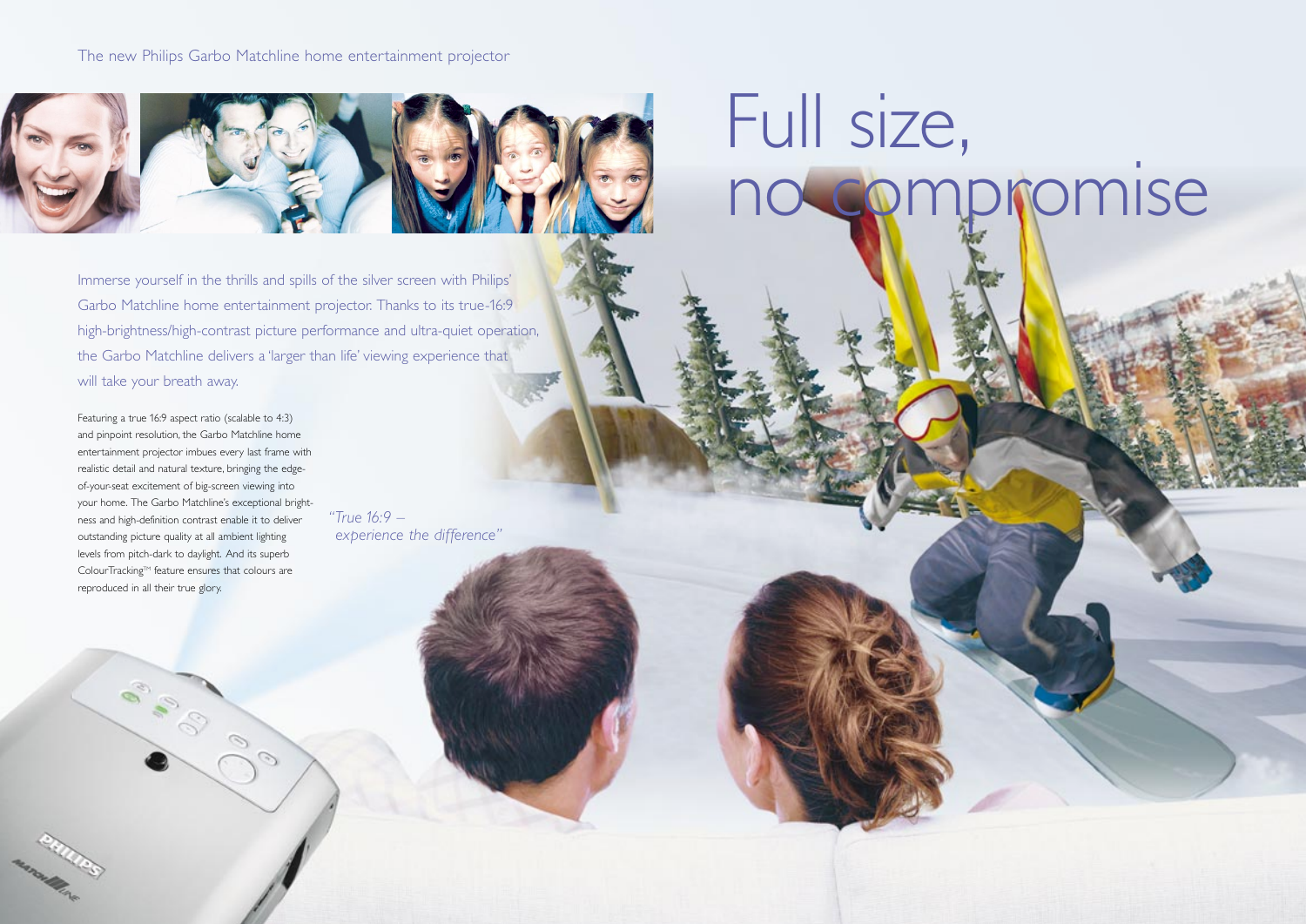The new Philips Garbo Matchline home entertainment projector

# Full size, no compromise

Immerse yourself in the thrills and spills of the silver screen with Philips' Garbo Matchline home entertainment projector. Thanks to its true-16:9 high-brightness/high-contrast picture performance and ultra-quiet operation, the Garbo Matchline delivers a 'larger than life' viewing experience that will take your breath away.

Featuring a true 16:9 aspect ratio (scalable to 4:3) and pinpoint resolution, the Garbo Matchline home entertainment projector imbues every last frame with realistic detail and natural texture, bringing the edge-of-your-seat excitement of big-screen viewing into your home. The Garbo Matchline's exceptional brightness and high-definition contrast enable it to deliver outstanding picture quality at all ambient lighting levels from pitch-dark to daylight. And its superb ColourTracking™ feature ensures that colours are reproduced in all their true glory.

*"True 16:9 – experience the difference"*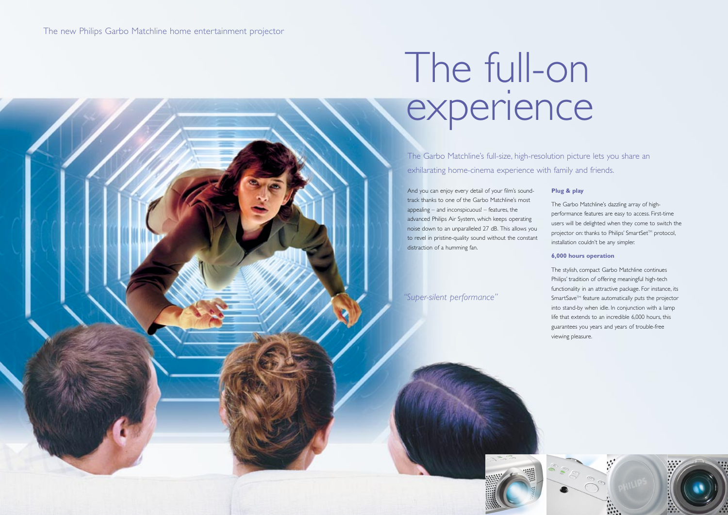The new Philips Garbo Matchline home entertainment projector

# The full-on experience

The Garbo Matchline's full-size, high-resolution picture lets you share an exhilarating home-cinema experience with family and friends.

And you can enjoy every detail of your film's sound-track thanks to one of the Garbo Matchline's most appealing – and inconspicuous! – features, the advanced Philips Air System, which keeps operating noise down to an unparalleled 27 dB. This allows you to revel in pristine-quality sound without the constant distraction of a humming fan.

*"Super-silent performance"*

**Plug & play**

The Garbo Matchline's dazzling array of high-performance features are easy to access. First-time users will be delighted when they come to switch the projector on: thanks to Philips' SmartSet™ protocol, installation couldn't be any simpler.

**6,000 hours operation**

The stylish, compact Garbo Matchline continues Philips' tradition of offering meaningful high-tech functionality in an attractive package. For instance, its SmartSave™ feature automatically puts the projector into stand-by when idle. In conjunction with a lamp life that extends to an incredible 6,000 hours, this guarantees you years and years of trouble-free viewing pleasure.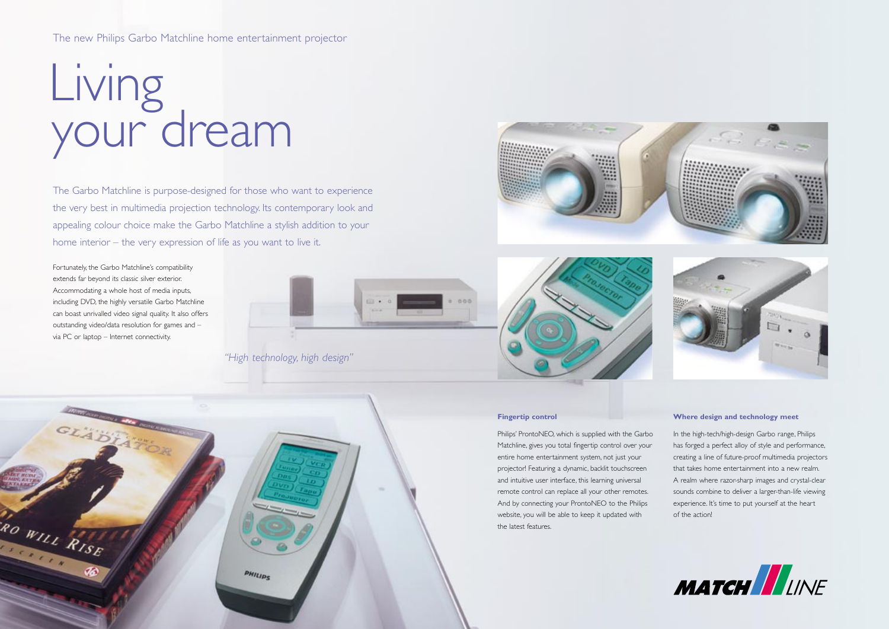The new Philips Garbo Matchline home entertainment projector

# Living your dream

The Garbo Matchline is purpose-designed for those who want to experience the very best in multimedia projection technology. Its contemporary look and appealing colour choice make the Garbo Matchline a stylish addition to your home interior – the very expression of life as you want to live it.

Fortunately, the Garbo Matchline's compatibility extends far beyond its classic silver exterior. Accommodating a whole host of media inputs, including DVD, the highly versatile Garbo Matchline can boast unrivalled video signal quality. It also offers outstanding video/data resolution for games and – via PC or laptop – Internet connectivity.

*"High technology, high design"*

**Fingertip control**

Philips' ProntoNEO, which is supplied with the Garbo Matchline, gives you total fingertip control over your entire home entertainment system, not just your projector! Featuring a dynamic, backlit touchscreen and intuitive user interface, this learning universal remote control can replace all your other remotes. And by connecting your ProntoNEO to the Philips website, you will be able to keep it updated with the latest features.

**Where design and technology meet**

In the high-tech/high-design Garbo range, Philips has forged a perfect alloy of style and performance, creating a line of future-proof multimedia projectors that takes home entertainment into a new realm. A realm where razor-sharp images and crystal-clear sounds combine to deliver a larger-than-life viewing experience. It's time to put yourself at the heart of the action!

MATCH LINE